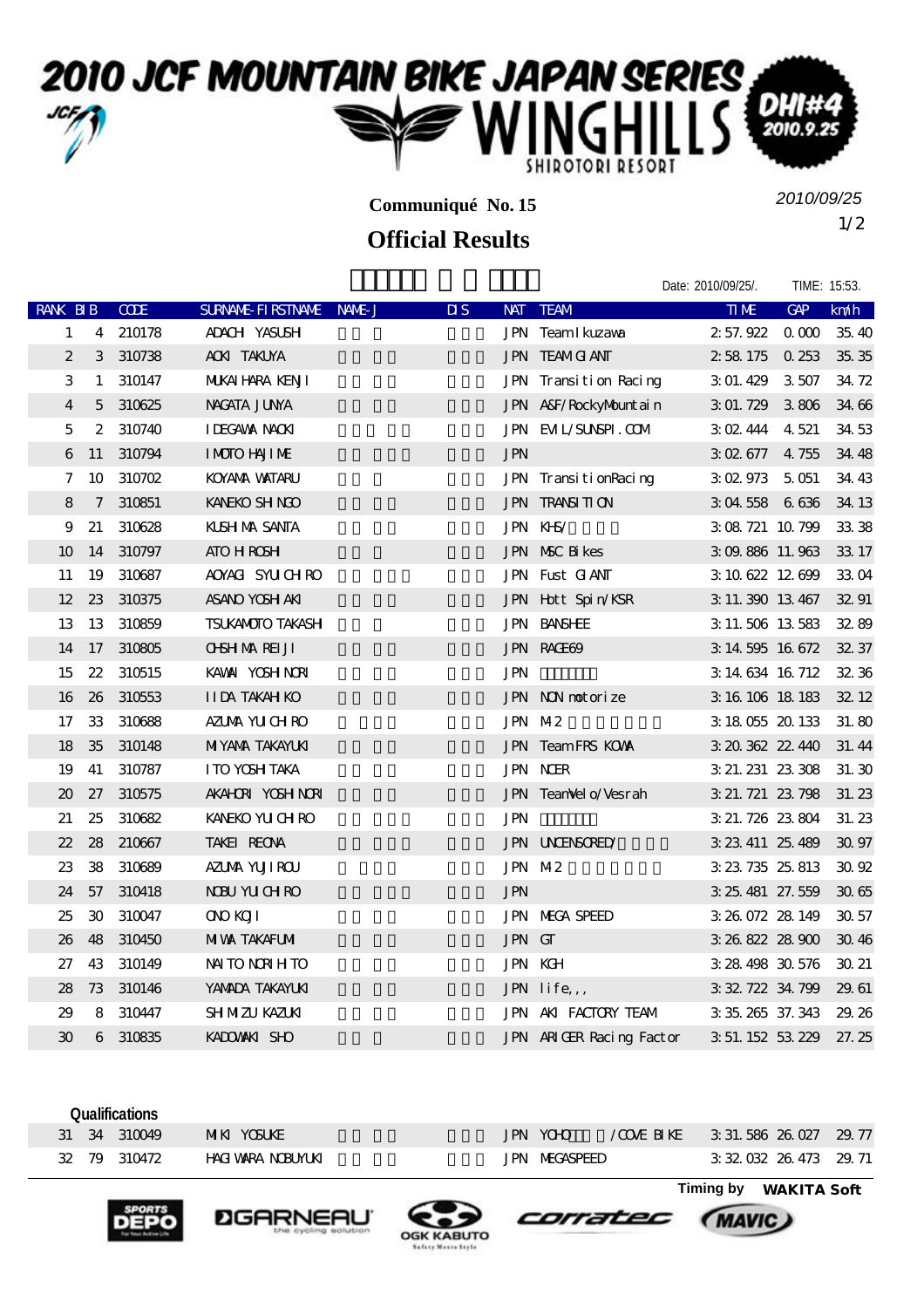# 2010 JCF MOUNTAIN BIKE JAPAN SERIES WINGHILLS SHIROTORI RESORT DHI#4 2010.9.25

**Communiqué No. 15**

*2010/09/25*

## Official Results

Date: 2010/09/25/. TIME: 15:53.

| RANK | BIB | CODE | SURNAME-FIRSTNAME | NAME-J | DIS | NAT | TEAM | TIME | GAP | km/h |
|---|---|---|---|---|---|---|---|---|---|---|
| 1 | 4 | 210178 | ADACHI YASUSHI | | | JPN | Team Ikuzawa | 2:57.922 | 0.000 | 35.40 |
| 2 | 3 | 310738 | AOKI TAKUYA | | | JPN | TEAM GIANT | 2:58.175 | 0.253 | 35.35 |
| 3 | 1 | 310147 | MUKAIHARA KENJI | | | JPN | Transition Racing | 3:01.429 | 3.507 | 34.72 |
| 4 | 5 | 310625 | NAGATA JUNYA | | | JPN | A&F/RockyMountain | 3:01.729 | 3.806 | 34.66 |
| 5 | 2 | 310740 | IDEGAWA NAOKI | | | JPN | EVIL/SUNSPI.COM | 3:02.444 | 4.521 | 34.53 |
| 6 | 11 | 310794 | IMOTO HAJIME | | | JPN | | 3:02.677 | 4.755 | 34.48 |
| 7 | 10 | 310702 | KOYAMA WATARU | | | JPN | TransitionRacing | 3:02.973 | 5.051 | 34.43 |
| 8 | 7 | 310851 | KANEKO SHINGO | | | JPN | TRANSITION | 3:04.558 | 6.636 | 34.13 |
| 9 | 21 | 310628 | KUSHIMA SANTA | | | JPN | KHS/ | 3:08.721 | 10.799 | 33.38 |
| 10 | 14 | 310797 | ATOH ROSHI | | | JPN | MSC Bikes | 3:09.886 | 11.963 | 33.17 |
| 11 | 19 | 310687 | AOYAGI SYUICHIRO | | | JPN | Fust GIANT | 3:10.622 | 12.699 | 33.04 |
| 12 | 23 | 310375 | ASANO YOSHIAKI | | | JPN | Hott Spin/KSR | 3:11.390 | 13.467 | 32.91 |
| 13 | 13 | 310859 | TSUKAMOTO TAKASHI | | | JPN | BANSHEE | 3:11.506 | 13.583 | 32.89 |
| 14 | 17 | 310805 | OHSHIMA REIJI | | | JPN | RACE69 | 3:14.595 | 16.672 | 32.37 |
| 15 | 22 | 310515 | KAWAI YOSHINORI | | | JPN | | 3:14.634 | 16.712 | 32.36 |
| 16 | 26 | 310553 | IIDA TAKAHIKO | | | JPN | NON motorize | 3:16.106 | 18.183 | 32.12 |
| 17 | 33 | 310688 | AZUMA YUICHIRO | | | JPN | M2 | 3:18.055 | 20.133 | 31.80 |
| 18 | 35 | 310148 | MIYAMA TAKAYUKI | | | JPN | Team FRS KOWA | 3:20.362 | 22.440 | 31.44 |
| 19 | 41 | 310787 | ITO YOSHITAKA | | | JPN | NCER | 3:21.231 | 23.308 | 31.30 |
| 20 | 27 | 310575 | AKAHORI YOSHINORI | | | JPN | TeamVelo/Vesrah | 3:21.721 | 23.798 | 31.23 |
| 21 | 25 | 310682 | KANEKO YUICHIRO | | | JPN | | 3:21.726 | 23.804 | 31.23 |
| 22 | 28 | 210667 | TAKEI REONA | | | JPN | UNCENSORED/ | 3:23.411 | 25.489 | 30.97 |
| 23 | 38 | 310689 | AZUMA YUJIROU | | | JPN | M2 | 3:23.735 | 25.813 | 30.92 |
| 24 | 57 | 310418 | NOBU YUICHIRO | | | JPN | | 3:25.481 | 27.559 | 30.65 |
| 25 | 30 | 310047 | ONO KOJI | | | JPN | MEGA SPEED | 3:26.072 | 28.149 | 30.57 |
| 26 | 48 | 310450 | MIWA TAKAFUMI | | | JPN | GT | 3:26.822 | 28.900 | 30.46 |
| 27 | 43 | 310149 | NAITO NORIHITO | | | JPN | KGH | 3:28.498 | 30.576 | 30.21 |
| 28 | 73 | 310146 | YAMADA TAKAYUKI | | | JPN | life,,, | 3:32.722 | 34.799 | 29.61 |
| 29 | 8 | 310447 | SHIMIZU KAZUKI | | | JPN | AKI FACTORY TEAM | 3:35.265 | 37.343 | 29.26 |
| 30 | 6 | 310835 | KADOWAKI SHO | | | JPN | ARIGER Racing Factor | 3:51.152 | 53.229 | 27.25 |
| **Qualifications** | | | | | | | | | | |
| 31 | 34 | 310049 | MIKI YOSUKE | | | JPN | YOHO /COVE BIKE | 3:31.586 | 26.027 | 29.77 |
| 32 | 79 | 310472 | HAGIWARA NOBUYUKI | | | JPN | MEGASPEED | 3:32.032 | 26.473 | 29.71 |

**Timing by WAKITA Soft**

SPORTS DEPO · GARNEAU · OGK KABUTO · corratec · MAVIC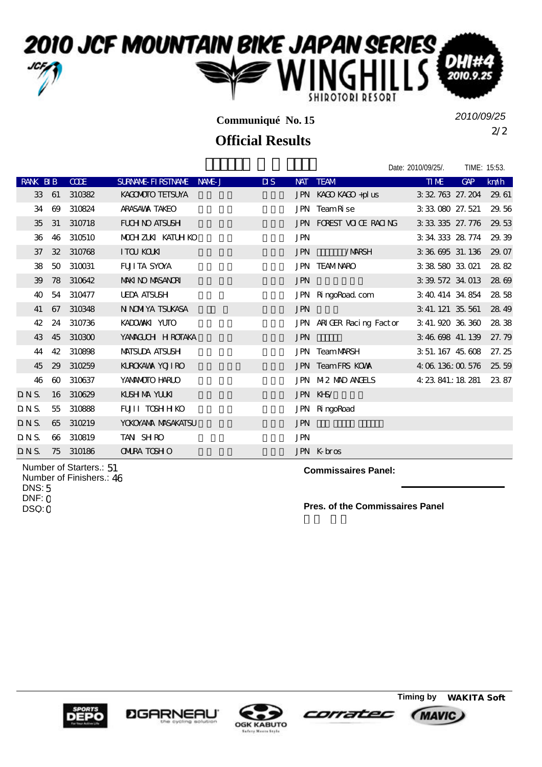# 2010 JCF MOUNTAIN BIKE JAPAN SERIES WINGHILLS SHIROTORI RESORT DHI#4 2010.9.25

**Communiqué No. 15**

2010/09/25

## Official Results

Date: 2010/09/25/. TIME: 15:53.

| RANK | BIB | CODE | SURNAME-FIRSTNAME | NAME-J | DIS | NAT | TEAM | TIME | GAP | km/h |
|---|---|---|---|---|---|---|---|---|---|---|
| 33 | 61 | 310382 | KAGOMOTO TETSUYA | | | JPN | KAGO KAGO +plus | 3:32.763 | 27.204 | 29.61 |
| 34 | 69 | 310824 | ARASAWA TAKEO | | | JPN | Team Rise | 3:33.080 | 27.521 | 29.56 |
| 35 | 31 | 310718 | FUCHINO ATSUSHI | | | JPN | FOREST VOICE RACING | 3:33.335 | 27.776 | 29.53 |
| 36 | 46 | 310510 | MOCHIZUKI KATUHIKO | | | JPN | | 3:34.333 | 28.774 | 29.39 |
| 37 | 32 | 310768 | ITOU KOUKI | | | JPN | /MARSH | 3:36.695 | 31.136 | 29.07 |
| 38 | 50 | 310031 | FUJITA SYOYA | | | JPN | TEAM NARO | 3:38.580 | 33.021 | 28.82 |
| 39 | 78 | 310642 | MAKINO MASANORI | | | JPN | | 3:39.572 | 34.013 | 28.69 |
| 40 | 54 | 310477 | UEDA ATSUSHI | | | JPN | RingoRoad.com | 3:40.414 | 34.854 | 28.58 |
| 41 | 67 | 310348 | NINOMIYA TSUKASA | | | JPN | | 3:41.121 | 35.561 | 28.49 |
| 42 | 24 | 310736 | KADOWAKI YUTO | | | JPN | ARIGER Racing Factor | 3:41.920 | 36.360 | 28.38 |
| 43 | 45 | 310300 | YAMAGUCHI HIROTAKA | | | JPN | | 3:46.698 | 41.139 | 27.79 |
| 44 | 42 | 310898 | MATSUDA ATSUSHI | | | JPN | Team MARSH | 3:51.167 | 45.608 | 27.25 |
| 45 | 29 | 310259 | KUROKAWA YOJIRO | | | JPN | Team FRS KOWA | 4:06.136 | :00.576 | 25.59 |
| 46 | 60 | 310637 | YAMAMOTO HARUO | | | JPN | M2 MAD ANGELS | 4:23.841 | :18.281 | 23.87 |
| D.N.S. | 16 | 310629 | KUSHIMA YUUKI | | | JPN | KHS/ | | | |
| D.N.S. | 55 | 310888 | FUJII TOSHIHIKO | | | JPN | RingoRoad | | | |
| D.N.S. | 65 | 310219 | YOKOYAMA MASAKATSU | | | JPN | | | | |
| D.N.S. | 66 | 310819 | TANI SHIRO | | | JPN | | | | |
| D.N.S. | 75 | 310186 | OMURA TOSHIO | | | JPN | K-bros | | | |

Number of Starters.: 51
Number of Finishers.: 46
DNS: 5
DNF: 0
DSQ: 0

**Commissaires Panel:**

**Pres. of the Commissaires Panel**

Timing by **WAKITA Soft**